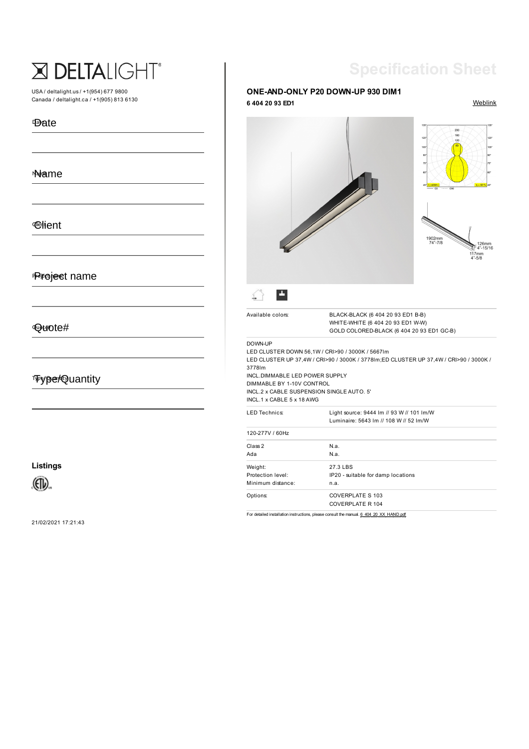# DELTALIGHT®

USA / deltalight.us / +1(954) 677 9800
Canada / deltalight.ca / +1(905) 813 6130

Date

Name

Client

Project name

Quote#

Type/Quantity

**Listings**

21/02/2021 17:21:43

# Specification Sheet

**ONE-AND-ONLY P20 DOWN-UP 930 DIM1**

**6 404 20 93 ED1**

Weblink

1902mm 74"-7/8
126mm 4"-15/16
117mm 4"-5/8

| | |
|---|---|
| Available colors: | BLACK-BLACK (6 404 20 93 ED1 B-B)<br>WHITE-WHITE (6 404 20 93 ED1 W-W)<br>GOLD COLORED-BLACK (6 404 20 93 ED1 GC-B) |

DOWN-UP
LED CLUSTER DOWN 56,1W / CRI>90 / 3000K / 5667lm
LED CLUSTER UP 37,4W / CRI>90 / 3000K / 3778lm;ED CLUSTER UP 37,4W / CRI>90 / 3000K / 3778lm
INCL.DIMMABLE LED POWER SUPPLY
DIMMABLE BY 1-10V CONTROL
INCL.2 x CABLE SUSPENSION SINGLE AUTO. 5'
INCL.1 x CABLE 5 x 18 AWG

| | |
|---|---|
| LED Technics: | Light source: 9444 lm // 93 W // 101 lm/W<br>Luminaire: 5643 lm // 108 W // 52 lm/W |
| 120-277V / 60Hz | |
| Class 2 | N.a. |
| Ada | N.a. |
| Weight: | 27.3 LBS |
| Protection level: | IP20 - suitable for damp locations |
| Minimum distance: | n.a. |
| Options: | COVERPLATE S 103<br>COVERPLATE R 104 |

For detailed installation instructions, please consult the manual. 6_404_20_XX_HAND.pdf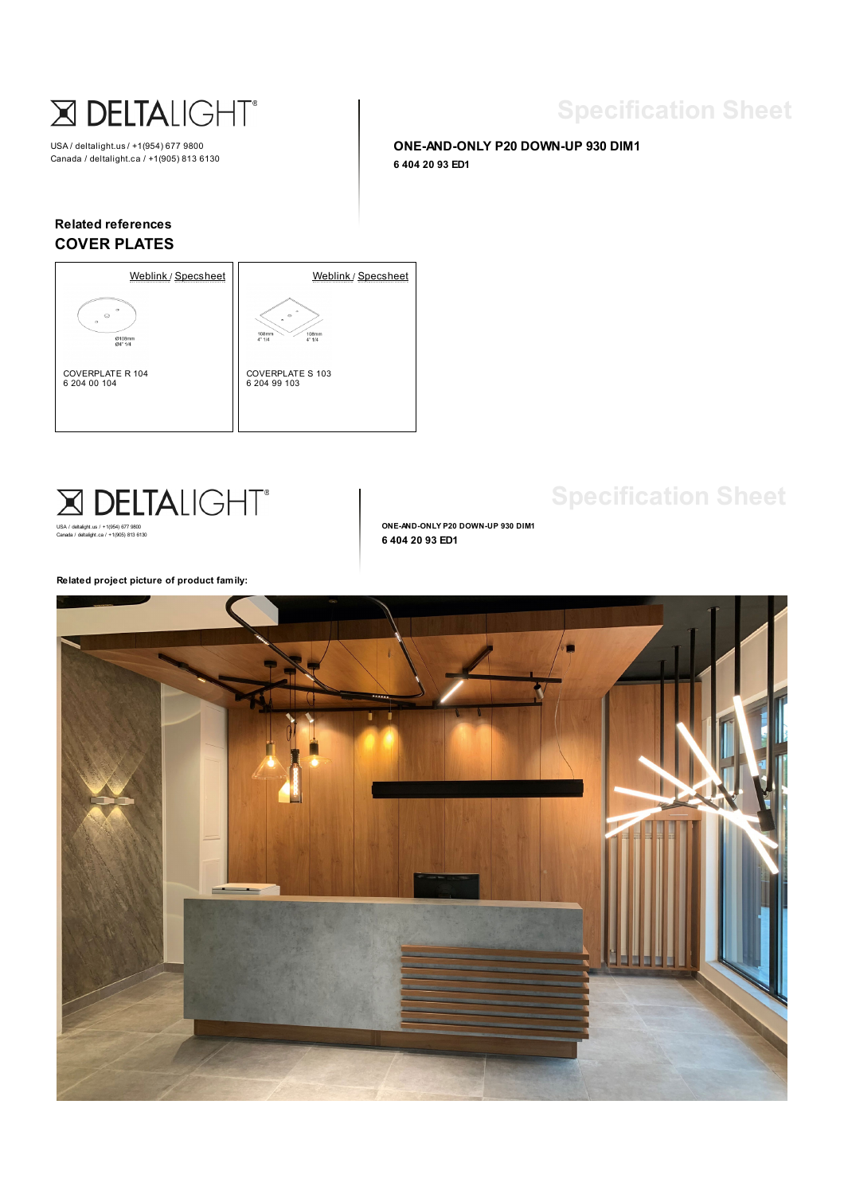# DELTALIGHT®

USA / deltalight.us / +1(954) 677 9800
Canada / deltalight.ca / +1(905) 813 6130

Specification Sheet

**ONE-AND-ONLY P20 DOWN-UP 930 DIM1**

**6 404 20 93 ED1**

### Related references

## COVER PLATES

| | |
|---|---|
| Weblink / Specsheet | Weblink / Specsheet |
| Ø108mm Ø4" 1/4 | 108mm 4" 1/4 / 108mm 4" 1/4 |
| COVERPLATE R 104<br>6 204 00 104 | COVERPLATE S 103<br>6 204 99 103 |

# DELTALIGHT®

USA / deltalight.us / +1(954) 677 9800
Canada / deltalight.ca / +1(905) 813 6130

Specification Sheet

**ONE-AND-ONLY P20 DOWN-UP 930 DIM1**

**6 404 20 93 ED1**

**Related project picture of product family:**